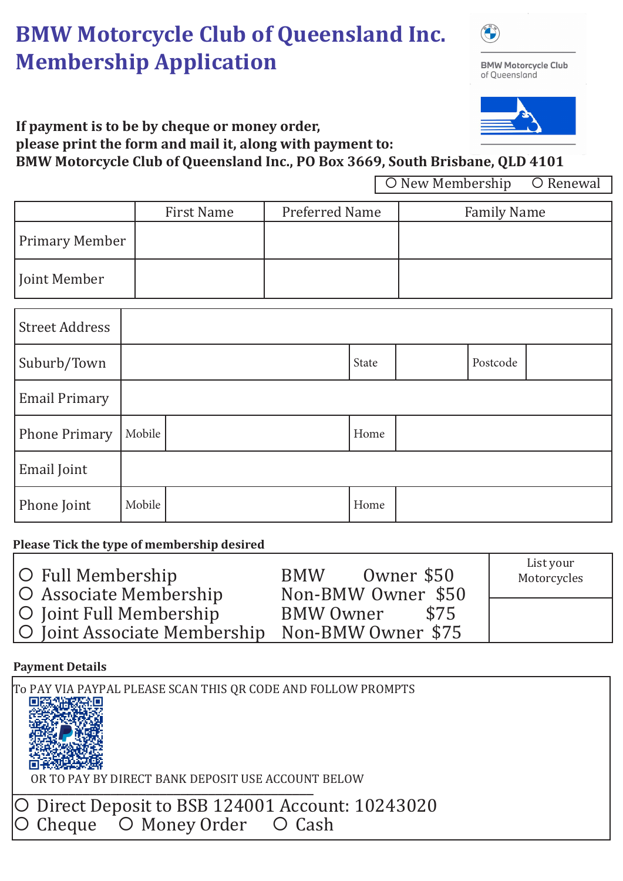# BMW Motorcycle Club of Queensland Inc. Membership Application

BMW Motorcycle Club of Queensland

**If payment is to be by cheque or money order, please print the form and mail it, along with payment to:**
**BMW Motorcycle Club of Queensland Inc., PO Box 3669, South Brisbane, QLD 4101**

○ New Membership ○ Renewal

| | First Name | Preferred Name | Family Name |
|---|---|---|---|
| Primary Member | | | |
| Joint Member | | | |

| | | | | | |
|---|---|---|---|---|---|
| Street Address | | | | | |
| Suburb/Town | | State | | Postcode | |
| Email Primary | | | | | |
| Phone Primary | Mobile | | Home | | |
| Email Joint | | | | | |
| Phone Joint | Mobile | | Home | | |

**Please Tick the type of membership desired**

| | | |
|---|---|---|
| ○ Full Membership | BMW Owner $50 | List your Motorcycles |
| ○ Associate Membership | Non-BMW Owner $50 | |
| ○ Joint Full Membership | BMW Owner $75 | |
| ○ Joint Associate Membership | Non-BMW Owner $75 | |

**Payment Details**

TO PAY VIA PAYPAL PLEASE SCAN THIS QR CODE AND FOLLOW PROMPTS

OR TO PAY BY DIRECT BANK DEPOSIT USE ACCOUNT BELOW

○ Direct Deposit to BSB 124001 Account: 10243020
○ Cheque ○ Money Order ○ Cash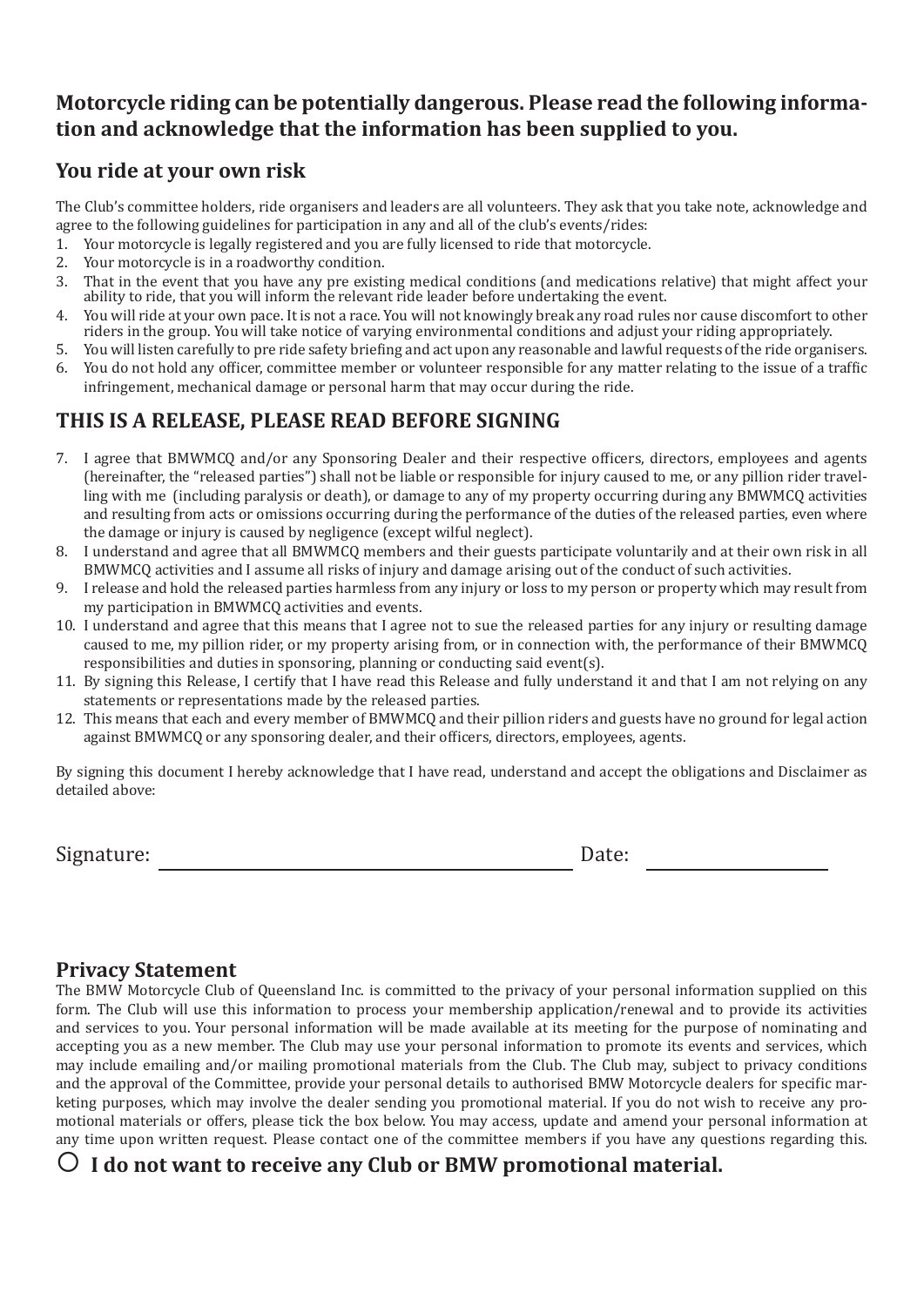**Motorcycle riding can be potentially dangerous. Please read the following information and acknowledge that the information has been supplied to you.**

## You ride at your own risk

The Club's committee holders, ride organisers and leaders are all volunteers. They ask that you take note, acknowledge and agree to the following guidelines for participation in any and all of the club's events/rides:

1. Your motorcycle is legally registered and you are fully licensed to ride that motorcycle.
2. Your motorcycle is in a roadworthy condition.
3. That in the event that you have any pre existing medical conditions (and medications relative) that might affect your ability to ride, that you will inform the relevant ride leader before undertaking the event.
4. You will ride at your own pace. It is not a race. You will not knowingly break any road rules nor cause discomfort to other riders in the group. You will take notice of varying environmental conditions and adjust your riding appropriately.
5. You will listen carefully to pre ride safety briefing and act upon any reasonable and lawful requests of the ride organisers.
6. You do not hold any officer, committee member or volunteer responsible for any matter relating to the issue of a traffic infringement, mechanical damage or personal harm that may occur during the ride.

## THIS IS A RELEASE, PLEASE READ BEFORE SIGNING

7. I agree that BMWMCQ and/or any Sponsoring Dealer and their respective officers, directors, employees and agents (hereinafter, the "released parties") shall not be liable or responsible for injury caused to me, or any pillion rider travelling with me (including paralysis or death), or damage to any of my property occurring during any BMWMCQ activities and resulting from acts or omissions occurring during the performance of the duties of the released parties, even where the damage or injury is caused by negligence (except wilful neglect).
8. I understand and agree that all BMWMCQ members and their guests participate voluntarily and at their own risk in all BMWMCQ activities and I assume all risks of injury and damage arising out of the conduct of such activities.
9. I release and hold the released parties harmless from any injury or loss to my person or property which may result from my participation in BMWMCQ activities and events.
10. I understand and agree that this means that I agree not to sue the released parties for any injury or resulting damage caused to me, my pillion rider, or my property arising from, or in connection with, the performance of their BMWMCQ responsibilities and duties in sponsoring, planning or conducting said event(s).
11. By signing this Release, I certify that I have read this Release and fully understand it and that I am not relying on any statements or representations made by the released parties.
12. This means that each and every member of BMWMCQ and their pillion riders and guests have no ground for legal action against BMWMCQ or any sponsoring dealer, and their officers, directors, employees, agents.

By signing this document I hereby acknowledge that I have read, understand and accept the obligations and Disclaimer as detailed above:

Signature: ______________________________ Date: ______________

## Privacy Statement

The BMW Motorcycle Club of Queensland Inc. is committed to the privacy of your personal information supplied on this form. The Club will use this information to process your membership application/renewal and to provide its activities and services to you. Your personal information will be made available at its meeting for the purpose of nominating and accepting you as a new member. The Club may use your personal information to promote its events and services, which may include emailing and/or mailing promotional materials from the Club. The Club may, subject to privacy conditions and the approval of the Committee, provide your personal details to authorised BMW Motorcycle dealers for specific marketing purposes, which may involve the dealer sending you promotional material. If you do not wish to receive any promotional materials or offers, please tick the box below. You may access, update and amend your personal information at any time upon written request. Please contact one of the committee members if you have any questions regarding this.

○ **I do not want to receive any Club or BMW promotional material.**